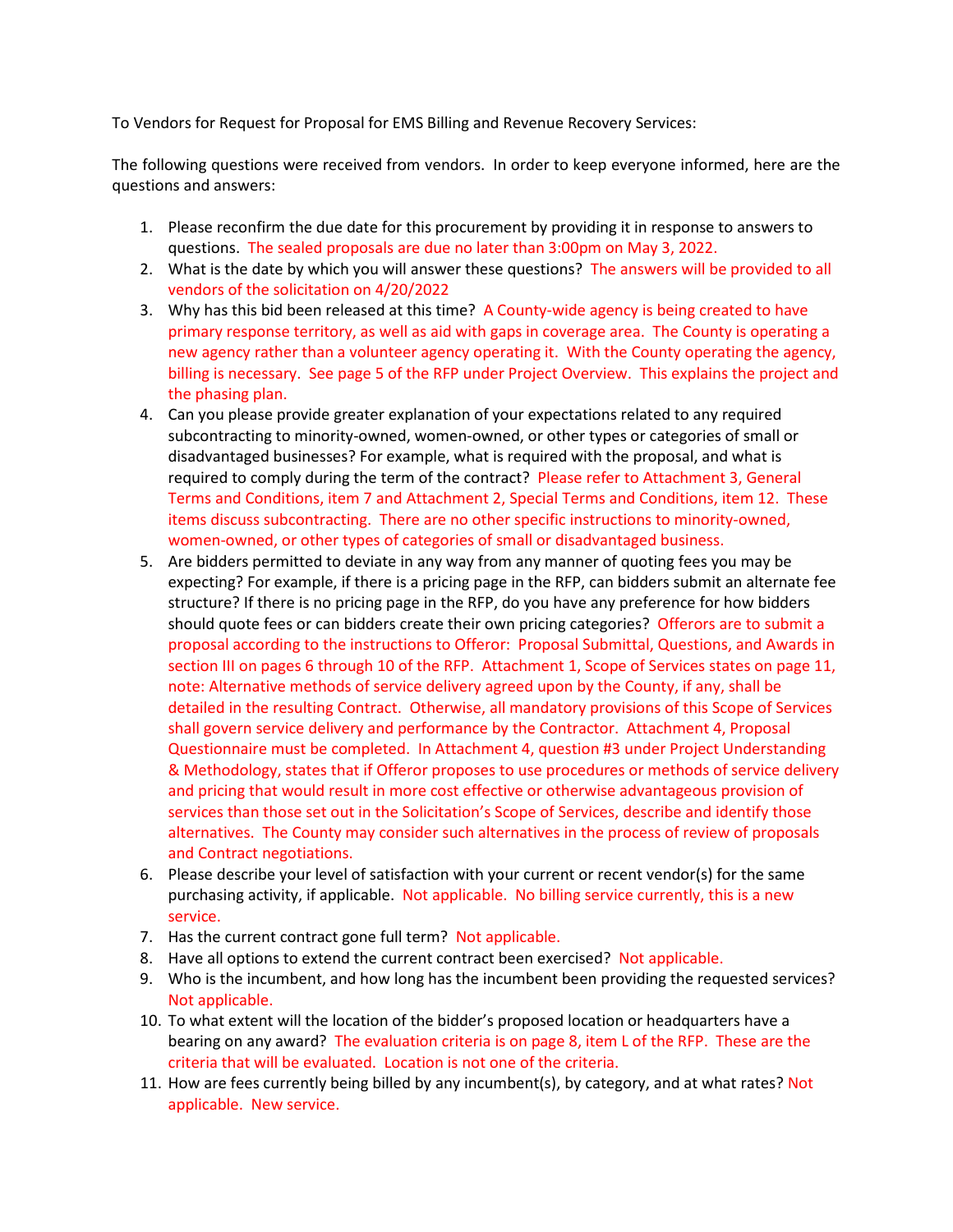To Vendors for Request for Proposal for EMS Billing and Revenue Recovery Services:

The following questions were received from vendors. In order to keep everyone informed, here are the questions and answers:

1. Please reconfirm the due date for this procurement by providing it in response to answers to questions. The sealed proposals are due no later than 3:00pm on May 3, 2022.
2. What is the date by which you will answer these questions? The answers will be provided to all vendors of the solicitation on 4/20/2022
3. Why has this bid been released at this time? A County-wide agency is being created to have primary response territory, as well as aid with gaps in coverage area. The County is operating a new agency rather than a volunteer agency operating it. With the County operating the agency, billing is necessary. See page 5 of the RFP under Project Overview. This explains the project and the phasing plan.
4. Can you please provide greater explanation of your expectations related to any required subcontracting to minority-owned, women-owned, or other types or categories of small or disadvantaged businesses? For example, what is required with the proposal, and what is required to comply during the term of the contract? Please refer to Attachment 3, General Terms and Conditions, item 7 and Attachment 2, Special Terms and Conditions, item 12. These items discuss subcontracting. There are no other specific instructions to minority-owned, women-owned, or other types of categories of small or disadvantaged business.
5. Are bidders permitted to deviate in any way from any manner of quoting fees you may be expecting? For example, if there is a pricing page in the RFP, can bidders submit an alternate fee structure? If there is no pricing page in the RFP, do you have any preference for how bidders should quote fees or can bidders create their own pricing categories? Offerors are to submit a proposal according to the instructions to Offeror: Proposal Submittal, Questions, and Awards in section III on pages 6 through 10 of the RFP. Attachment 1, Scope of Services states on page 11, note: Alternative methods of service delivery agreed upon by the County, if any, shall be detailed in the resulting Contract. Otherwise, all mandatory provisions of this Scope of Services shall govern service delivery and performance by the Contractor. Attachment 4, Proposal Questionnaire must be completed. In Attachment 4, question #3 under Project Understanding & Methodology, states that if Offeror proposes to use procedures or methods of service delivery and pricing that would result in more cost effective or otherwise advantageous provision of services than those set out in the Solicitation's Scope of Services, describe and identify those alternatives. The County may consider such alternatives in the process of review of proposals and Contract negotiations.
6. Please describe your level of satisfaction with your current or recent vendor(s) for the same purchasing activity, if applicable. Not applicable. No billing service currently, this is a new service.
7. Has the current contract gone full term? Not applicable.
8. Have all options to extend the current contract been exercised? Not applicable.
9. Who is the incumbent, and how long has the incumbent been providing the requested services? Not applicable.
10. To what extent will the location of the bidder's proposed location or headquarters have a bearing on any award? The evaluation criteria is on page 8, item L of the RFP. These are the criteria that will be evaluated. Location is not one of the criteria.
11. How are fees currently being billed by any incumbent(s), by category, and at what rates? Not applicable. New service.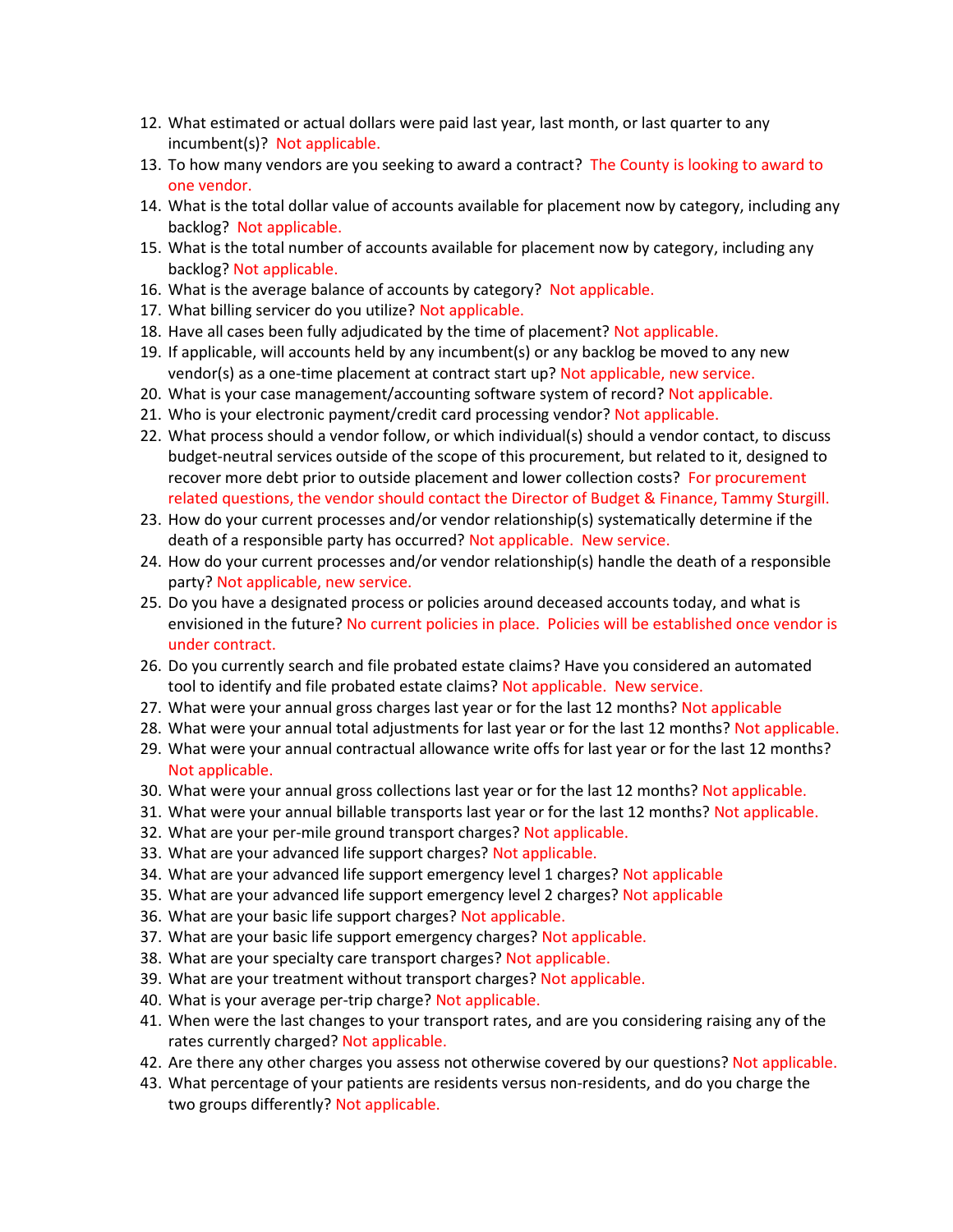12. What estimated or actual dollars were paid last year, last month, or last quarter to any incumbent(s)? Not applicable.
13. To how many vendors are you seeking to award a contract? The County is looking to award to one vendor.
14. What is the total dollar value of accounts available for placement now by category, including any backlog? Not applicable.
15. What is the total number of accounts available for placement now by category, including any backlog? Not applicable.
16. What is the average balance of accounts by category? Not applicable.
17. What billing servicer do you utilize? Not applicable.
18. Have all cases been fully adjudicated by the time of placement? Not applicable.
19. If applicable, will accounts held by any incumbent(s) or any backlog be moved to any new vendor(s) as a one-time placement at contract start up? Not applicable, new service.
20. What is your case management/accounting software system of record? Not applicable.
21. Who is your electronic payment/credit card processing vendor? Not applicable.
22. What process should a vendor follow, or which individual(s) should a vendor contact, to discuss budget-neutral services outside of the scope of this procurement, but related to it, designed to recover more debt prior to outside placement and lower collection costs? For procurement related questions, the vendor should contact the Director of Budget & Finance, Tammy Sturgill.
23. How do your current processes and/or vendor relationship(s) systematically determine if the death of a responsible party has occurred? Not applicable. New service.
24. How do your current processes and/or vendor relationship(s) handle the death of a responsible party? Not applicable, new service.
25. Do you have a designated process or policies around deceased accounts today, and what is envisioned in the future? No current policies in place. Policies will be established once vendor is under contract.
26. Do you currently search and file probated estate claims? Have you considered an automated tool to identify and file probated estate claims? Not applicable. New service.
27. What were your annual gross charges last year or for the last 12 months? Not applicable
28. What were your annual total adjustments for last year or for the last 12 months? Not applicable.
29. What were your annual contractual allowance write offs for last year or for the last 12 months? Not applicable.
30. What were your annual gross collections last year or for the last 12 months? Not applicable.
31. What were your annual billable transports last year or for the last 12 months? Not applicable.
32. What are your per-mile ground transport charges? Not applicable.
33. What are your advanced life support charges? Not applicable.
34. What are your advanced life support emergency level 1 charges? Not applicable
35. What are your advanced life support emergency level 2 charges? Not applicable
36. What are your basic life support charges? Not applicable.
37. What are your basic life support emergency charges? Not applicable.
38. What are your specialty care transport charges? Not applicable.
39. What are your treatment without transport charges? Not applicable.
40. What is your average per-trip charge? Not applicable.
41. When were the last changes to your transport rates, and are you considering raising any of the rates currently charged? Not applicable.
42. Are there any other charges you assess not otherwise covered by our questions? Not applicable.
43. What percentage of your patients are residents versus non-residents, and do you charge the two groups differently? Not applicable.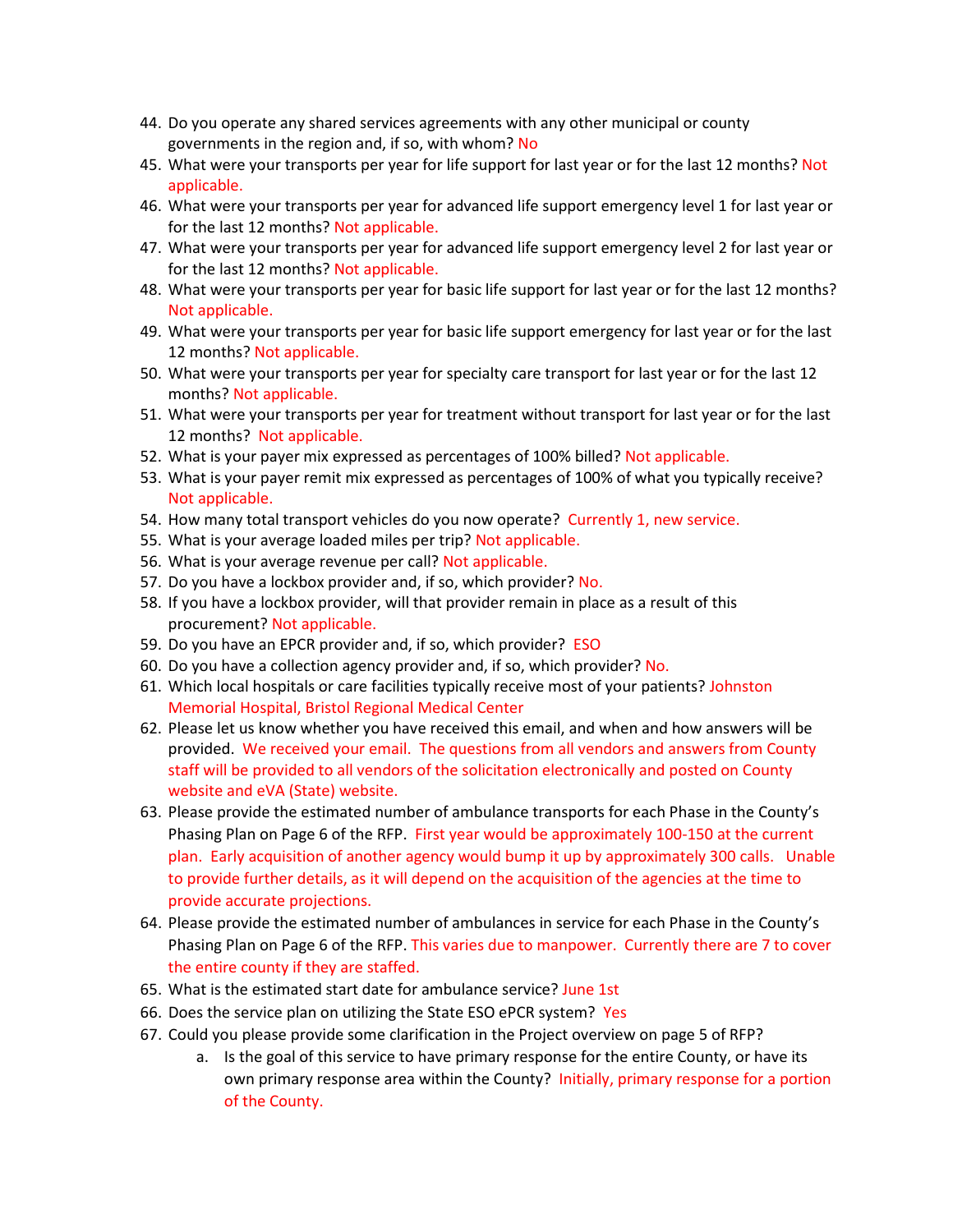44. Do you operate any shared services agreements with any other municipal or county governments in the region and, if so, with whom? No
45. What were your transports per year for life support for last year or for the last 12 months? Not applicable.
46. What were your transports per year for advanced life support emergency level 1 for last year or for the last 12 months? Not applicable.
47. What were your transports per year for advanced life support emergency level 2 for last year or for the last 12 months? Not applicable.
48. What were your transports per year for basic life support for last year or for the last 12 months? Not applicable.
49. What were your transports per year for basic life support emergency for last year or for the last 12 months? Not applicable.
50. What were your transports per year for specialty care transport for last year or for the last 12 months? Not applicable.
51. What were your transports per year for treatment without transport for last year or for the last 12 months? Not applicable.
52. What is your payer mix expressed as percentages of 100% billed? Not applicable.
53. What is your payer remit mix expressed as percentages of 100% of what you typically receive? Not applicable.
54. How many total transport vehicles do you now operate? Currently 1, new service.
55. What is your average loaded miles per trip? Not applicable.
56. What is your average revenue per call? Not applicable.
57. Do you have a lockbox provider and, if so, which provider? No.
58. If you have a lockbox provider, will that provider remain in place as a result of this procurement? Not applicable.
59. Do you have an EPCR provider and, if so, which provider? ESO
60. Do you have a collection agency provider and, if so, which provider? No.
61. Which local hospitals or care facilities typically receive most of your patients? Johnston Memorial Hospital, Bristol Regional Medical Center
62. Please let us know whether you have received this email, and when and how answers will be provided. We received your email. The questions from all vendors and answers from County staff will be provided to all vendors of the solicitation electronically and posted on County website and eVA (State) website.
63. Please provide the estimated number of ambulance transports for each Phase in the County's Phasing Plan on Page 6 of the RFP. First year would be approximately 100-150 at the current plan. Early acquisition of another agency would bump it up by approximately 300 calls. Unable to provide further details, as it will depend on the acquisition of the agencies at the time to provide accurate projections.
64. Please provide the estimated number of ambulances in service for each Phase in the County's Phasing Plan on Page 6 of the RFP. This varies due to manpower. Currently there are 7 to cover the entire county if they are staffed.
65. What is the estimated start date for ambulance service? June 1st
66. Does the service plan on utilizing the State ESO ePCR system? Yes
67. Could you please provide some clarification in the Project overview on page 5 of RFP?
    a. Is the goal of this service to have primary response for the entire County, or have its own primary response area within the County? Initially, primary response for a portion of the County.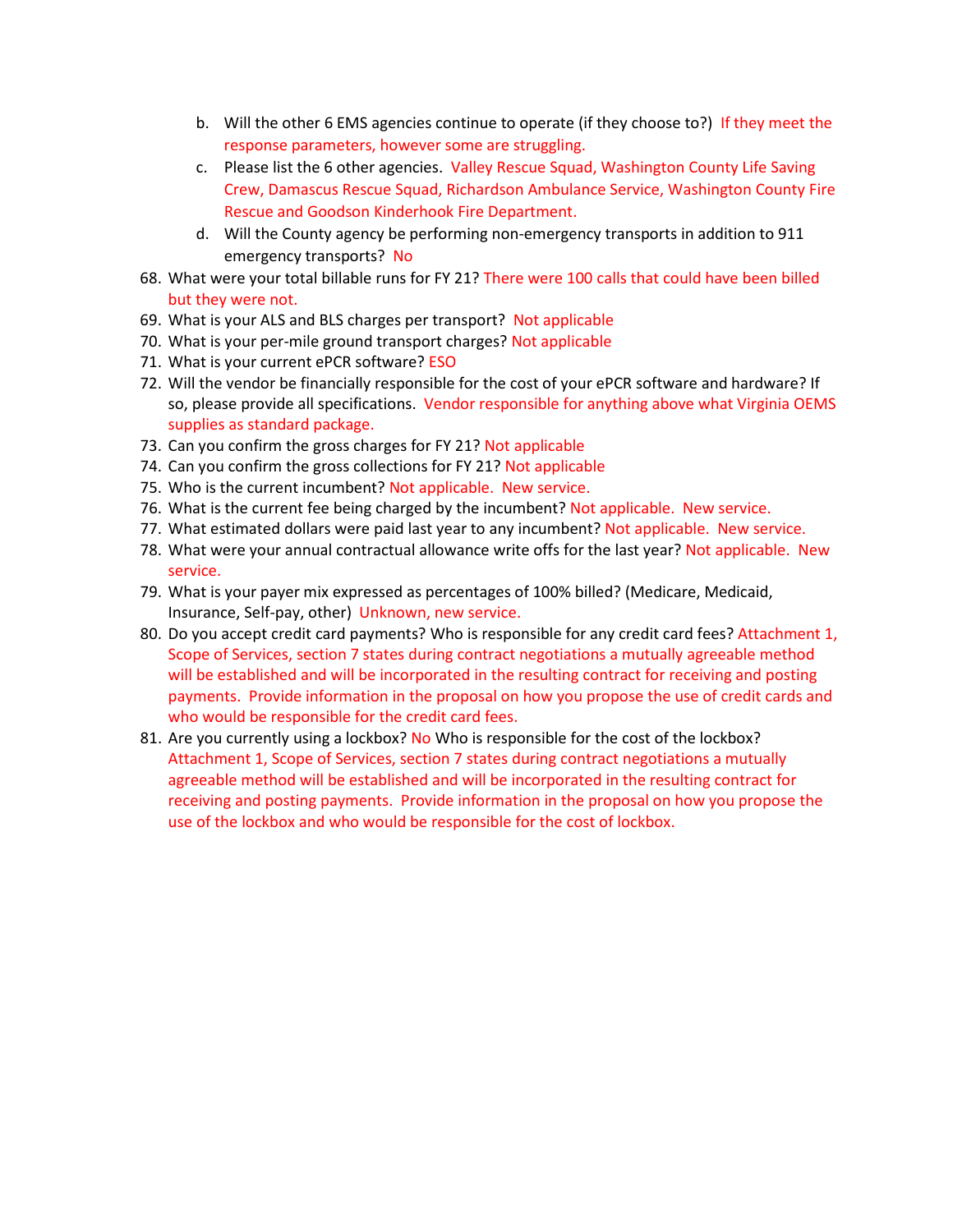b. Will the other 6 EMS agencies continue to operate (if they choose to?) If they meet the response parameters, however some are struggling.

c. Please list the 6 other agencies. Valley Rescue Squad, Washington County Life Saving Crew, Damascus Rescue Squad, Richardson Ambulance Service, Washington County Fire Rescue and Goodson Kinderhook Fire Department.

d. Will the County agency be performing non-emergency transports in addition to 911 emergency transports? No

68. What were your total billable runs for FY 21? There were 100 calls that could have been billed but they were not.
69. What is your ALS and BLS charges per transport? Not applicable
70. What is your per-mile ground transport charges? Not applicable
71. What is your current ePCR software? ESO
72. Will the vendor be financially responsible for the cost of your ePCR software and hardware? If so, please provide all specifications. Vendor responsible for anything above what Virginia OEMS supplies as standard package.
73. Can you confirm the gross charges for FY 21? Not applicable
74. Can you confirm the gross collections for FY 21? Not applicable
75. Who is the current incumbent? Not applicable. New service.
76. What is the current fee being charged by the incumbent? Not applicable. New service.
77. What estimated dollars were paid last year to any incumbent? Not applicable. New service.
78. What were your annual contractual allowance write offs for the last year? Not applicable. New service.
79. What is your payer mix expressed as percentages of 100% billed? (Medicare, Medicaid, Insurance, Self-pay, other) Unknown, new service.
80. Do you accept credit card payments? Who is responsible for any credit card fees? Attachment 1, Scope of Services, section 7 states during contract negotiations a mutually agreeable method will be established and will be incorporated in the resulting contract for receiving and posting payments. Provide information in the proposal on how you propose the use of credit cards and who would be responsible for the credit card fees.
81. Are you currently using a lockbox? No Who is responsible for the cost of the lockbox? Attachment 1, Scope of Services, section 7 states during contract negotiations a mutually agreeable method will be established and will be incorporated in the resulting contract for receiving and posting payments. Provide information in the proposal on how you propose the use of the lockbox and who would be responsible for the cost of lockbox.